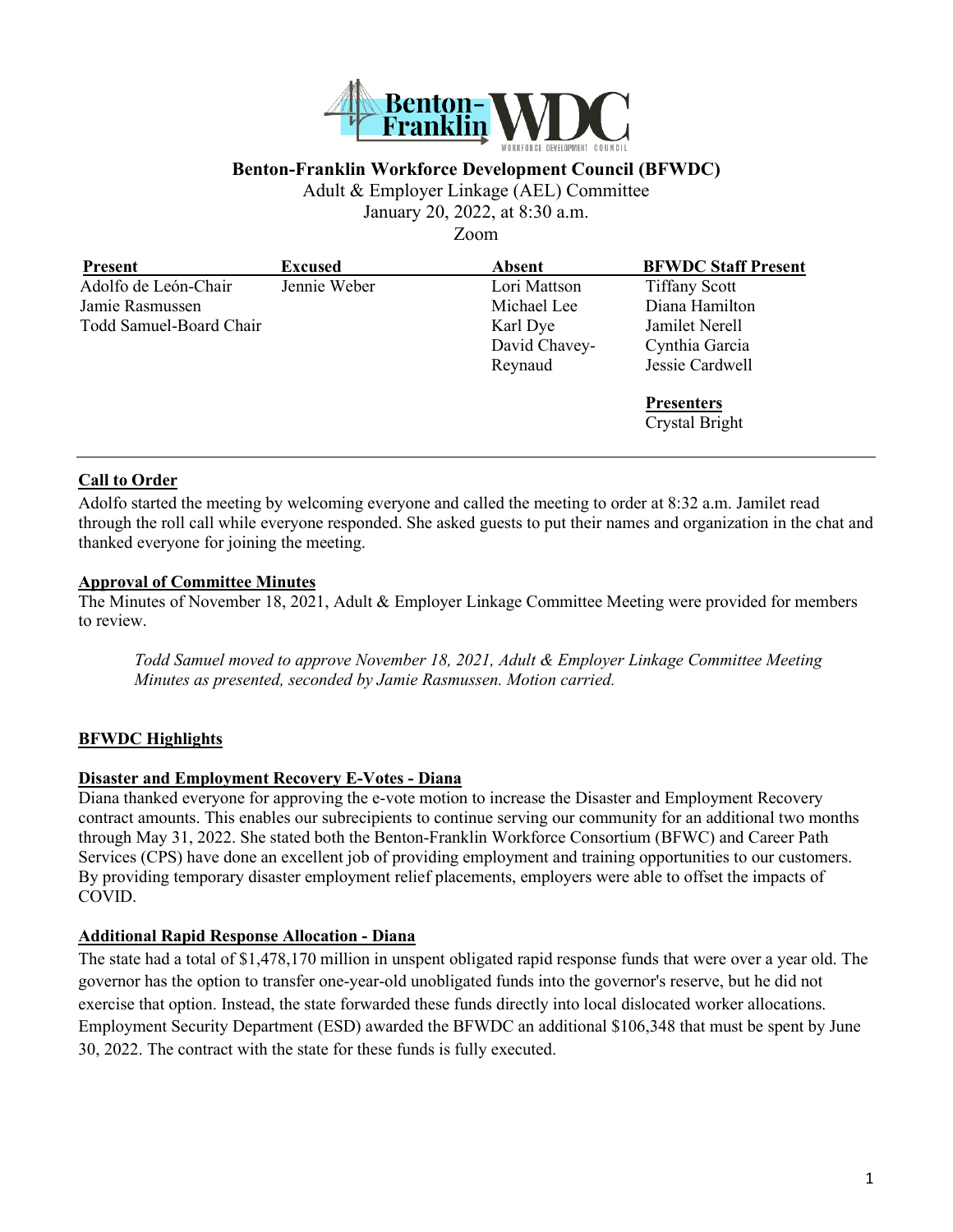# Benton-Franklin Workforce Development Council (BFWDC)

Adult & Employer Linkage (AEL) Committee
January 20, 2022, at 8:30 a.m.
Zoom

| Present | Excused | Absent | BFWDC Staff Present |
|---|---|---|---|
| Adolfo de León-Chair | Jennie Weber | Lori Mattson | Tiffany Scott |
| Jamie Rasmussen | | Michael Lee | Diana Hamilton |
| Todd Samuel-Board Chair | | Karl Dye | Jamilet Nerell |
| | | David Chavey-Reynaud | Cynthia Garcia |
| | | | Jessie Cardwell |
| | | | **Presenters** |
| | | | Crystal Bright |

## Call to Order

Adolfo started the meeting by welcoming everyone and called the meeting to order at 8:32 a.m. Jamilet read through the roll call while everyone responded. She asked guests to put their names and organization in the chat and thanked everyone for joining the meeting.

## Approval of Committee Minutes

The Minutes of November 18, 2021, Adult & Employer Linkage Committee Meeting were provided for members to review.

> *Todd Samuel moved to approve November 18, 2021, Adult & Employer Linkage Committee Meeting Minutes as presented, seconded by Jamie Rasmussen. Motion carried.*

## BFWDC Highlights

### Disaster and Employment Recovery E-Votes - Diana

Diana thanked everyone for approving the e-vote motion to increase the Disaster and Employment Recovery contract amounts. This enables our subrecipients to continue serving our community for an additional two months through May 31, 2022. She stated both the Benton-Franklin Workforce Consortium (BFWC) and Career Path Services (CPS) have done an excellent job of providing employment and training opportunities to our customers. By providing temporary disaster employment relief placements, employers were able to offset the impacts of COVID.

### Additional Rapid Response Allocation - Diana

The state had a total of $1,478,170 million in unspent obligated rapid response funds that were over a year old. The governor has the option to transfer one-year-old unobligated funds into the governor's reserve, but he did not exercise that option. Instead, the state forwarded these funds directly into local dislocated worker allocations. Employment Security Department (ESD) awarded the BFWDC an additional $106,348 that must be spent by June 30, 2022. The contract with the state for these funds is fully executed.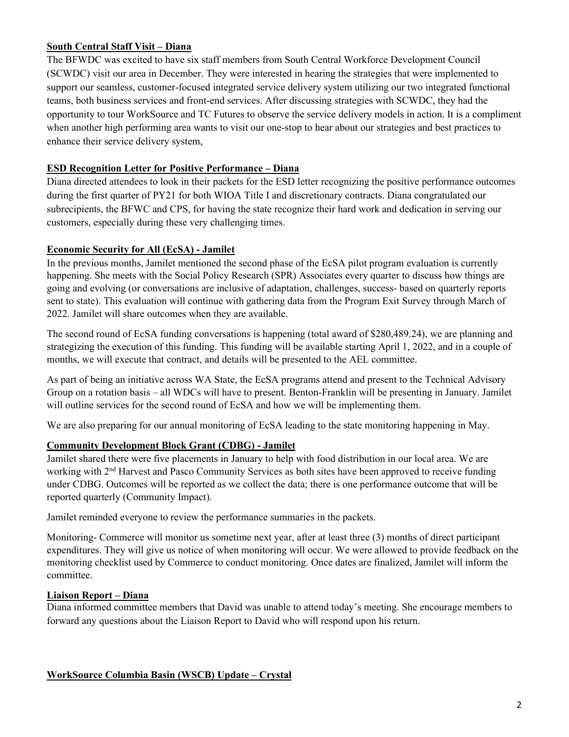**South Central Staff Visit – Diana**

The BFWDC was excited to have six staff members from South Central Workforce Development Council (SCWDC) visit our area in December. They were interested in hearing the strategies that were implemented to support our seamless, customer-focused integrated service delivery system utilizing our two integrated functional teams, both business services and front-end services. After discussing strategies with SCWDC, they had the opportunity to tour WorkSource and TC Futures to observe the service delivery models in action. It is a compliment when another high performing area wants to visit our one-stop to hear about our strategies and best practices to enhance their service delivery system,

**ESD Recognition Letter for Positive Performance – Diana**

Diana directed attendees to look in their packets for the ESD letter recognizing the positive performance outcomes during the first quarter of PY21 for both WIOA Title I and discretionary contracts. Diana congratulated our subrecipients, the BFWC and CPS, for having the state recognize their hard work and dedication in serving our customers, especially during these very challenging times.

**Economic Security for All (EcSA) - Jamilet**

In the previous months, Jamilet mentioned the second phase of the EcSA pilot program evaluation is currently happening. She meets with the Social Policy Research (SPR) Associates every quarter to discuss how things are going and evolving (or conversations are inclusive of adaptation, challenges, success- based on quarterly reports sent to state). This evaluation will continue with gathering data from the Program Exit Survey through March of 2022. Jamilet will share outcomes when they are available.

The second round of EcSA funding conversations is happening (total award of $280,489.24), we are planning and strategizing the execution of this funding. This funding will be available starting April 1, 2022, and in a couple of months, we will execute that contract, and details will be presented to the AEL committee.

As part of being an initiative across WA State, the EcSA programs attend and present to the Technical Advisory Group on a rotation basis – all WDCs will have to present. Benton-Franklin will be presenting in January. Jamilet will outline services for the second round of EcSA and how we will be implementing them.

We are also preparing for our annual monitoring of EcSA leading to the state monitoring happening in May.

**Community Development Block Grant (CDBG) - Jamilet**

Jamilet shared there were five placements in January to help with food distribution in our local area. We are working with 2nd Harvest and Pasco Community Services as both sites have been approved to receive funding under CDBG. Outcomes will be reported as we collect the data; there is one performance outcome that will be reported quarterly (Community Impact).

Jamilet reminded everyone to review the performance summaries in the packets.

Monitoring- Commerce will monitor us sometime next year, after at least three (3) months of direct participant expenditures. They will give us notice of when monitoring will occur. We were allowed to provide feedback on the monitoring checklist used by Commerce to conduct monitoring. Once dates are finalized, Jamilet will inform the committee.

**Liaison Report – Diana**

Diana informed committee members that David was unable to attend today's meeting. She encourage members to forward any questions about the Liaison Report to David who will respond upon his return.

**WorkSource Columbia Basin (WSCB) Update – Crystal**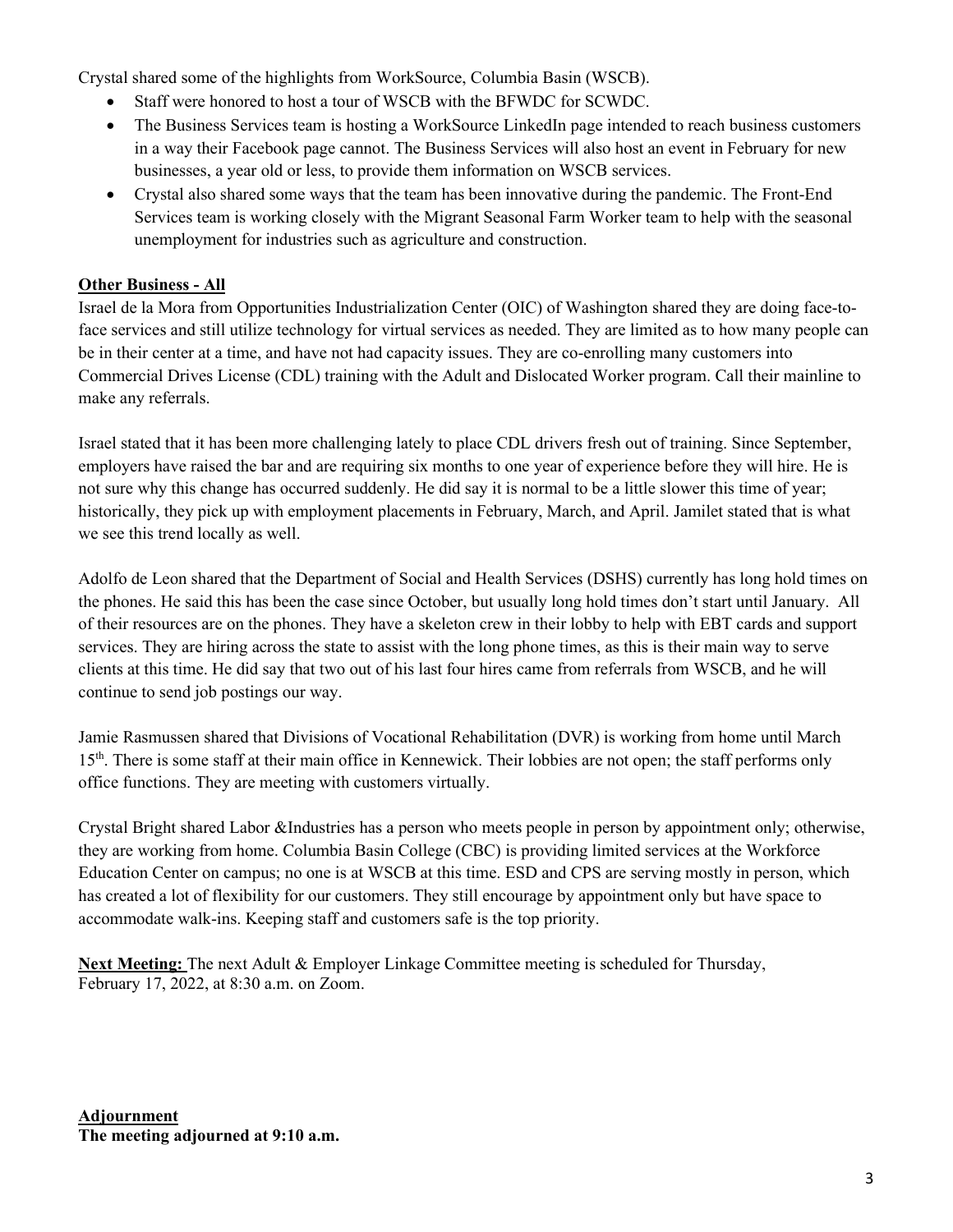Crystal shared some of the highlights from WorkSource, Columbia Basin (WSCB).

- Staff were honored to host a tour of WSCB with the BFWDC for SCWDC.
- The Business Services team is hosting a WorkSource LinkedIn page intended to reach business customers in a way their Facebook page cannot. The Business Services will also host an event in February for new businesses, a year old or less, to provide them information on WSCB services.
- Crystal also shared some ways that the team has been innovative during the pandemic. The Front-End Services team is working closely with the Migrant Seasonal Farm Worker team to help with the seasonal unemployment for industries such as agriculture and construction.

**Other Business - All**

Israel de la Mora from Opportunities Industrialization Center (OIC) of Washington shared they are doing face-to-face services and still utilize technology for virtual services as needed. They are limited as to how many people can be in their center at a time, and have not had capacity issues. They are co-enrolling many customers into Commercial Drives License (CDL) training with the Adult and Dislocated Worker program. Call their mainline to make any referrals.

Israel stated that it has been more challenging lately to place CDL drivers fresh out of training. Since September, employers have raised the bar and are requiring six months to one year of experience before they will hire. He is not sure why this change has occurred suddenly. He did say it is normal to be a little slower this time of year; historically, they pick up with employment placements in February, March, and April. Jamilet stated that is what we see this trend locally as well.

Adolfo de Leon shared that the Department of Social and Health Services (DSHS) currently has long hold times on the phones. He said this has been the case since October, but usually long hold times don't start until January. All of their resources are on the phones. They have a skeleton crew in their lobby to help with EBT cards and support services. They are hiring across the state to assist with the long phone times, as this is their main way to serve clients at this time. He did say that two out of his last four hires came from referrals from WSCB, and he will continue to send job postings our way.

Jamie Rasmussen shared that Divisions of Vocational Rehabilitation (DVR) is working from home until March 15th. There is some staff at their main office in Kennewick. Their lobbies are not open; the staff performs only office functions. They are meeting with customers virtually.

Crystal Bright shared Labor &Industries has a person who meets people in person by appointment only; otherwise, they are working from home. Columbia Basin College (CBC) is providing limited services at the Workforce Education Center on campus; no one is at WSCB at this time. ESD and CPS are serving mostly in person, which has created a lot of flexibility for our customers. They still encourage by appointment only but have space to accommodate walk-ins. Keeping staff and customers safe is the top priority.

**Next Meeting:** The next Adult & Employer Linkage Committee meeting is scheduled for Thursday, February 17, 2022, at 8:30 a.m. on Zoom.

**Adjournment**

**The meeting adjourned at 9:10 a.m.**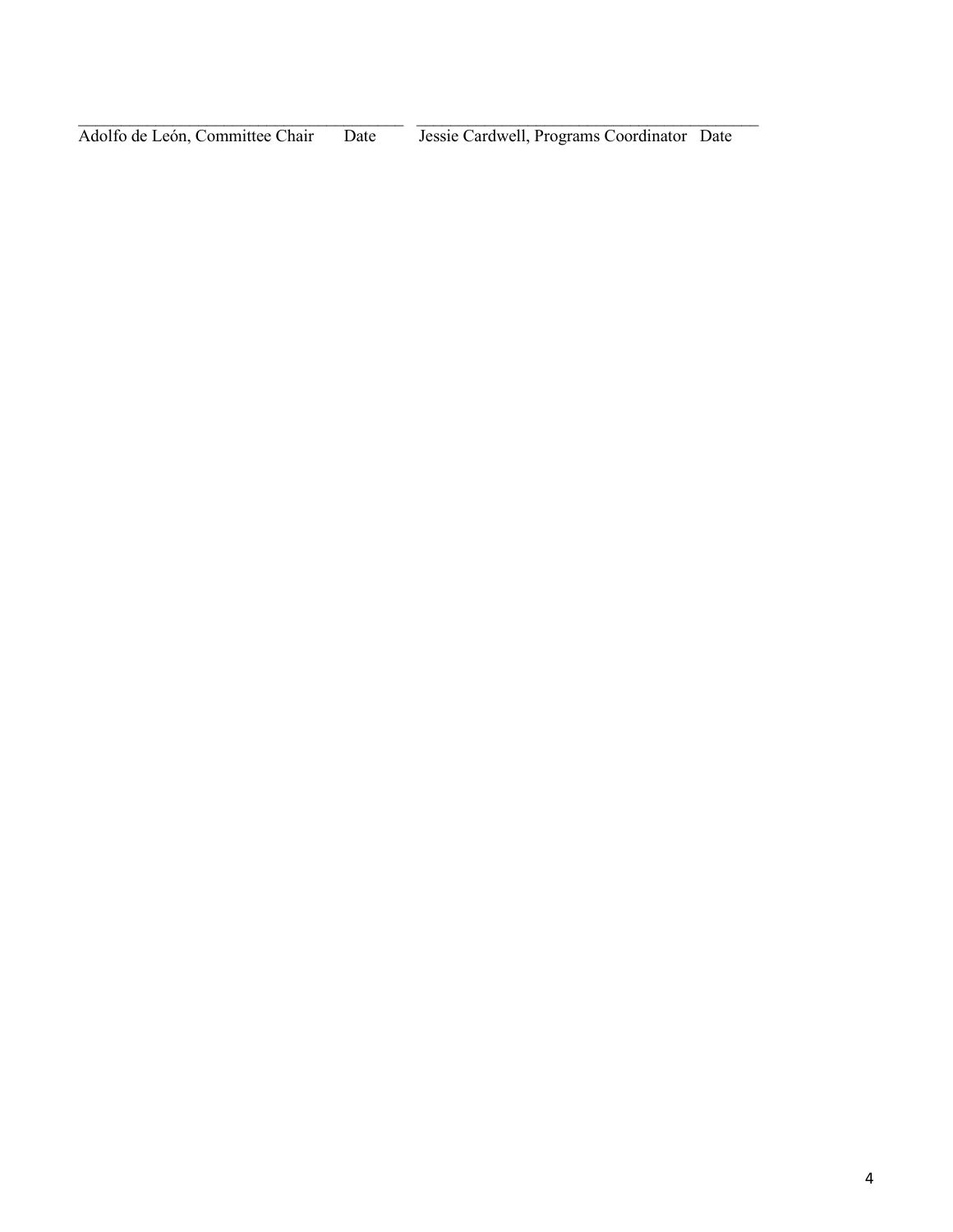\_\_\_\_\_\_\_\_\_\_\_\_\_\_\_\_\_\_\_\_\_\_\_\_\_\_\_\_\_\_\_\_\_\_\_\_\_\_\_\_ \_\_\_\_\_\_\_\_\_\_\_\_\_\_\_\_\_\_\_\_\_\_\_\_\_\_\_\_\_\_\_\_\_\_\_\_\_\_\_\_\_\_

Adolfo de León, Committee Chair Date Jessie Cardwell, Programs Coordinator Date